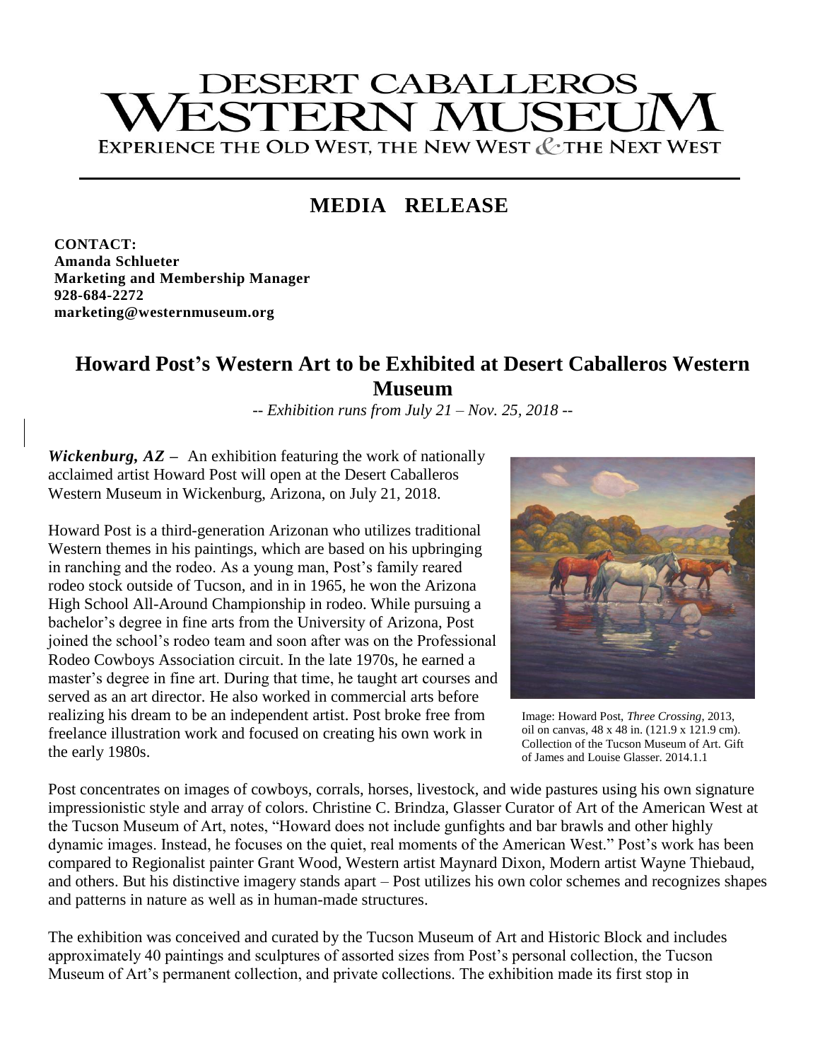# DESERT CABALLEROS WESTERN MUSEUM

EXPERIENCE THE OLD WEST, THE NEW WEST & THE NEXT WEST

## MEDIA RELEASE

**CONTACT:**
**Amanda Schlueter**
**Marketing and Membership Manager**
**928-684-2272**
**marketing@westernmuseum.org**

## Howard Post's Western Art to be Exhibited at Desert Caballeros Western Museum

*-- Exhibition runs from July 21 – Nov. 25, 2018 --*

***Wickenburg, AZ*** **–** An exhibition featuring the work of nationally acclaimed artist Howard Post will open at the Desert Caballeros Western Museum in Wickenburg, Arizona, on July 21, 2018.

Howard Post is a third-generation Arizonan who utilizes traditional Western themes in his paintings, which are based on his upbringing in ranching and the rodeo. As a young man, Post's family reared rodeo stock outside of Tucson, and in in 1965, he won the Arizona High School All-Around Championship in rodeo. While pursuing a bachelor's degree in fine arts from the University of Arizona, Post joined the school's rodeo team and soon after was on the Professional Rodeo Cowboys Association circuit. In the late 1970s, he earned a master's degree in fine art. During that time, he taught art courses and served as an art director. He also worked in commercial arts before realizing his dream to be an independent artist. Post broke free from freelance illustration work and focused on creating his own work in the early 1980s.

Image: Howard Post, *Three Crossing*, 2013, oil on canvas, 48 x 48 in. (121.9 x 121.9 cm). Collection of the Tucson Museum of Art. Gift of James and Louise Glasser. 2014.1.1

Post concentrates on images of cowboys, corrals, horses, livestock, and wide pastures using his own signature impressionistic style and array of colors. Christine C. Brindza, Glasser Curator of Art of the American West at the Tucson Museum of Art, notes, "Howard does not include gunfights and bar brawls and other highly dynamic images. Instead, he focuses on the quiet, real moments of the American West." Post's work has been compared to Regionalist painter Grant Wood, Western artist Maynard Dixon, Modern artist Wayne Thiebaud, and others. But his distinctive imagery stands apart – Post utilizes his own color schemes and recognizes shapes and patterns in nature as well as in human-made structures.

The exhibition was conceived and curated by the Tucson Museum of Art and Historic Block and includes approximately 40 paintings and sculptures of assorted sizes from Post's personal collection, the Tucson Museum of Art's permanent collection, and private collections. The exhibition made its first stop in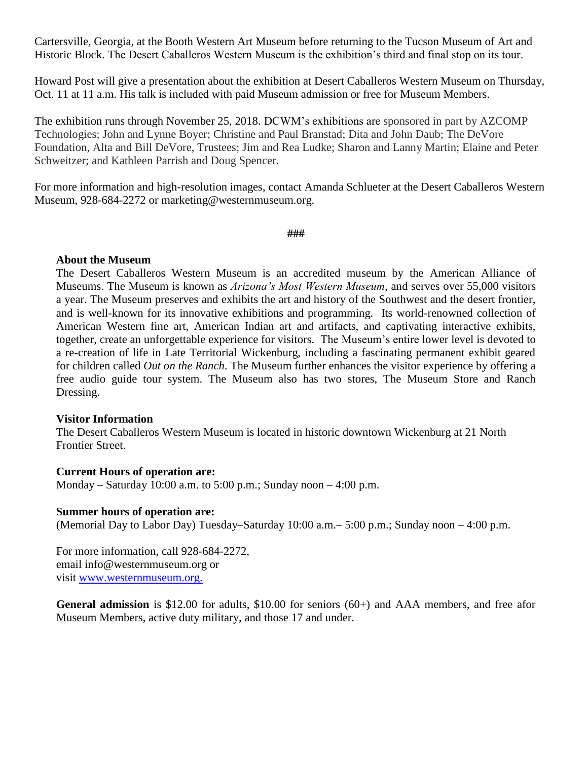Cartersville, Georgia, at the Booth Western Art Museum before returning to the Tucson Museum of Art and Historic Block. The Desert Caballeros Western Museum is the exhibition's third and final stop on its tour.

Howard Post will give a presentation about the exhibition at Desert Caballeros Western Museum on Thursday, Oct. 11 at 11 a.m. His talk is included with paid Museum admission or free for Museum Members.

The exhibition runs through November 25, 2018. DCWM's exhibitions are sponsored in part by AZCOMP Technologies; John and Lynne Boyer; Christine and Paul Branstad; Dita and John Daub; The DeVore Foundation, Alta and Bill DeVore, Trustees; Jim and Rea Ludke; Sharon and Lanny Martin; Elaine and Peter Schweitzer; and Kathleen Parrish and Doug Spencer.

For more information and high-resolution images, contact Amanda Schlueter at the Desert Caballeros Western Museum, 928-684-2272 or marketing@westernmuseum.org.

**###**

**About the Museum**

The Desert Caballeros Western Museum is an accredited museum by the American Alliance of Museums. The Museum is known as *Arizona's Most Western Museum*, and serves over 55,000 visitors a year. The Museum preserves and exhibits the art and history of the Southwest and the desert frontier, and is well-known for its innovative exhibitions and programming. Its world-renowned collection of American Western fine art, American Indian art and artifacts, and captivating interactive exhibits, together, create an unforgettable experience for visitors. The Museum's entire lower level is devoted to a re-creation of life in Late Territorial Wickenburg, including a fascinating permanent exhibit geared for children called *Out on the Ranch*. The Museum further enhances the visitor experience by offering a free audio guide tour system. The Museum also has two stores, The Museum Store and Ranch Dressing.

**Visitor Information**

The Desert Caballeros Western Museum is located in historic downtown Wickenburg at 21 North Frontier Street.

**Current Hours of operation are:**

Monday – Saturday 10:00 a.m. to 5:00 p.m.; Sunday noon – 4:00 p.m.

**Summer hours of operation are:**

(Memorial Day to Labor Day) Tuesday–Saturday 10:00 a.m.– 5:00 p.m.; Sunday noon – 4:00 p.m.

For more information, call 928-684-2272,
email info@westernmuseum.org or
visit [www.westernmuseum.org.](http://www.westernmuseum.org)

**General admission** is $12.00 for adults, $10.00 for seniors (60+) and AAA members, and free afor Museum Members, active duty military, and those 17 and under.